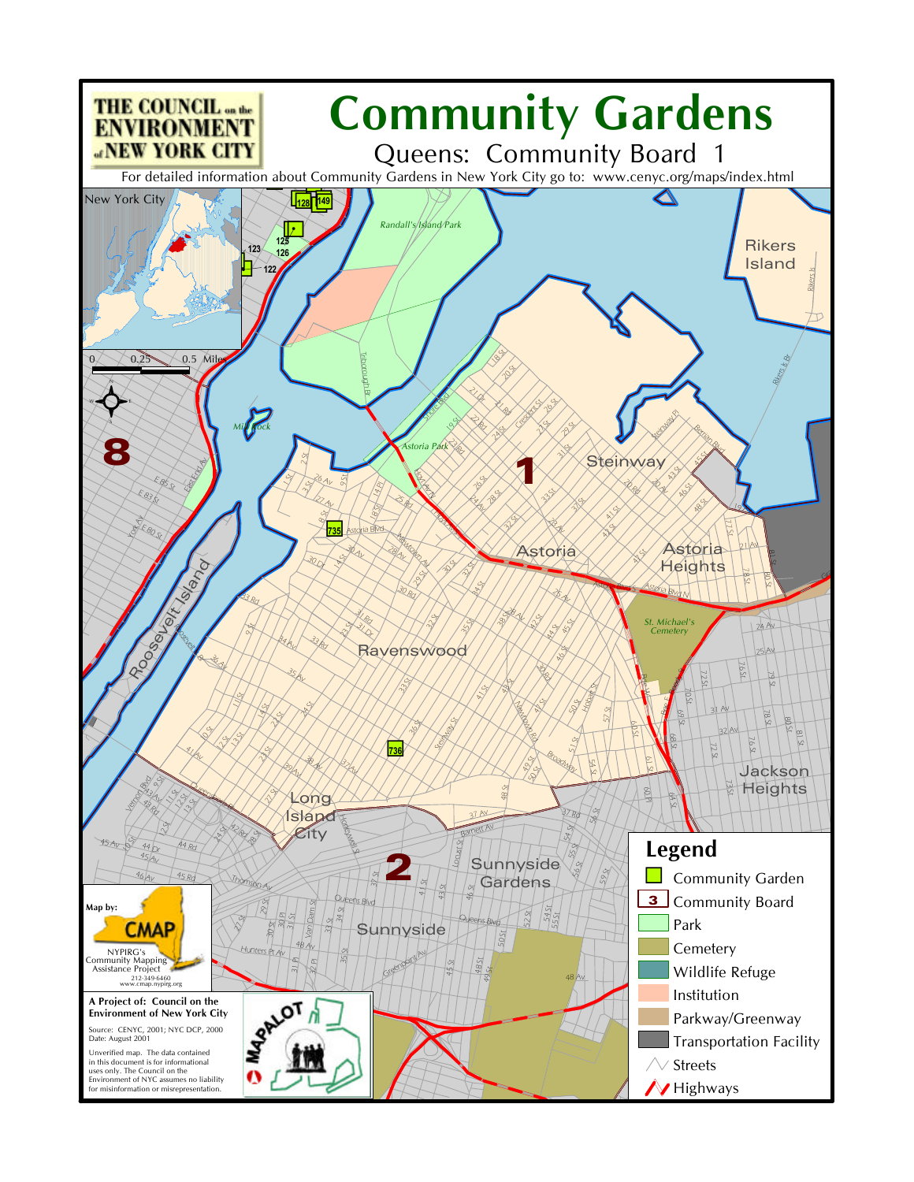# Community Gardens

## Queens: Community Board 1

THE COUNCIL on the ENVIRONMENT of NEW YORK CITY

For detailed information about Community Gardens in New York City go to: www.cenyc.org/maps/index.html

## Legend

- Community Garden
- Community Board
- Park
- Cemetery
- Wildlife Refuge
- Institution
- Parkway/Greenway
- Transportation Facility
- Streets
- Highways

Map by: CMAP
NYPIRG's Community Mapping Assistance Project
212-349-6460
www.cmap.nypirg.org

**A Project of: Council on the Environment of New York City**

Source: CENYC, 2001; NYC DCP, 2000
Date: August 2001

Unverified map. The data contained in this document is for informational uses only. The Council on the Environment of NYC assumes no liability for misinformation or misrepresentation.

MAPALOT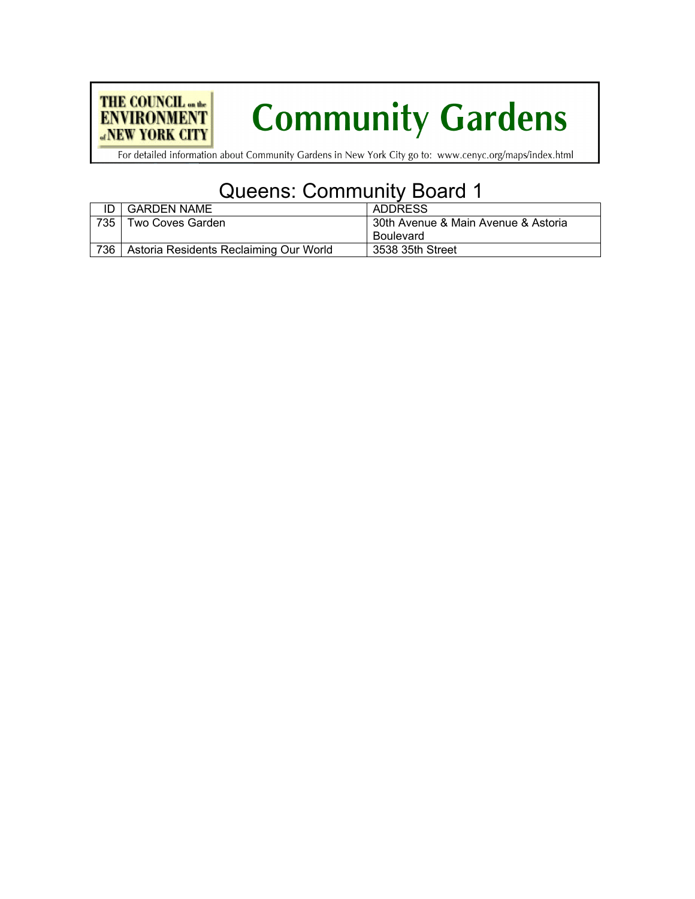THE COUNCIL on the ENVIRONMENT of NEW YORK CITY

# Community Gardens

For detailed information about Community Gardens in New York City go to: www.cenyc.org/maps/index.html

## Queens: Community Board 1

| ID | GARDEN NAME | ADDRESS |
|---|---|---|
| 735 | Two Coves Garden | 30th Avenue & Main Avenue & Astoria Boulevard |
| 736 | Astoria Residents Reclaiming Our World | 3538 35th Street |